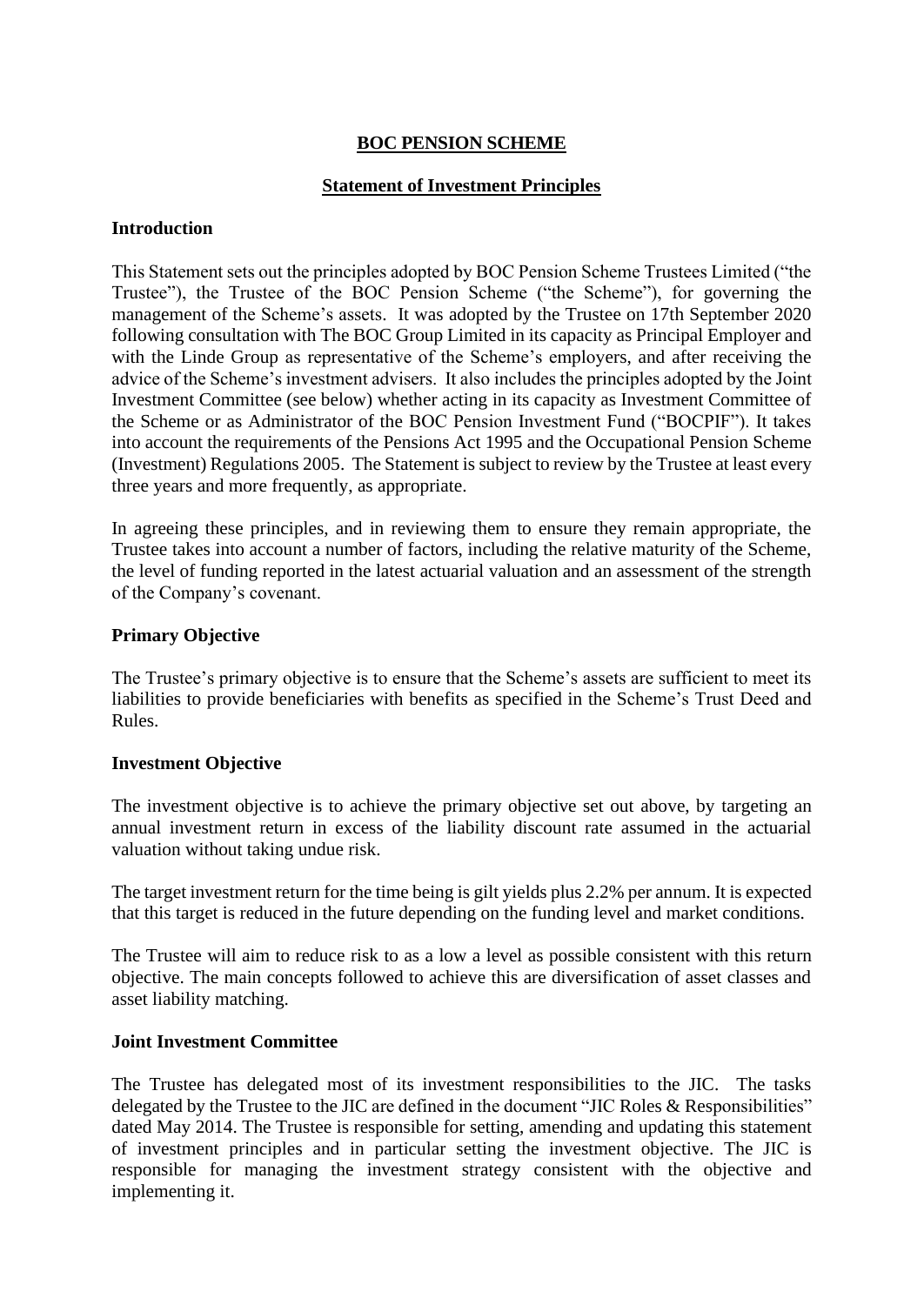# BOC PENSION SCHEME

## Statement of Investment Principles

### Introduction

This Statement sets out the principles adopted by BOC Pension Scheme Trustees Limited ("the Trustee"), the Trustee of the BOC Pension Scheme ("the Scheme"), for governing the management of the Scheme's assets. It was adopted by the Trustee on 17th September 2020 following consultation with The BOC Group Limited in its capacity as Principal Employer and with the Linde Group as representative of the Scheme's employers, and after receiving the advice of the Scheme's investment advisers. It also includes the principles adopted by the Joint Investment Committee (see below) whether acting in its capacity as Investment Committee of the Scheme or as Administrator of the BOC Pension Investment Fund ("BOCPIF"). It takes into account the requirements of the Pensions Act 1995 and the Occupational Pension Scheme (Investment) Regulations 2005. The Statement is subject to review by the Trustee at least every three years and more frequently, as appropriate.

In agreeing these principles, and in reviewing them to ensure they remain appropriate, the Trustee takes into account a number of factors, including the relative maturity of the Scheme, the level of funding reported in the latest actuarial valuation and an assessment of the strength of the Company's covenant.

### Primary Objective

The Trustee's primary objective is to ensure that the Scheme's assets are sufficient to meet its liabilities to provide beneficiaries with benefits as specified in the Scheme's Trust Deed and Rules.

### Investment Objective

The investment objective is to achieve the primary objective set out above, by targeting an annual investment return in excess of the liability discount rate assumed in the actuarial valuation without taking undue risk.

The target investment return for the time being is gilt yields plus 2.2% per annum. It is expected that this target is reduced in the future depending on the funding level and market conditions.

The Trustee will aim to reduce risk to as a low a level as possible consistent with this return objective. The main concepts followed to achieve this are diversification of asset classes and asset liability matching.

### Joint Investment Committee

The Trustee has delegated most of its investment responsibilities to the JIC. The tasks delegated by the Trustee to the JIC are defined in the document "JIC Roles & Responsibilities" dated May 2014. The Trustee is responsible for setting, amending and updating this statement of investment principles and in particular setting the investment objective. The JIC is responsible for managing the investment strategy consistent with the objective and implementing it.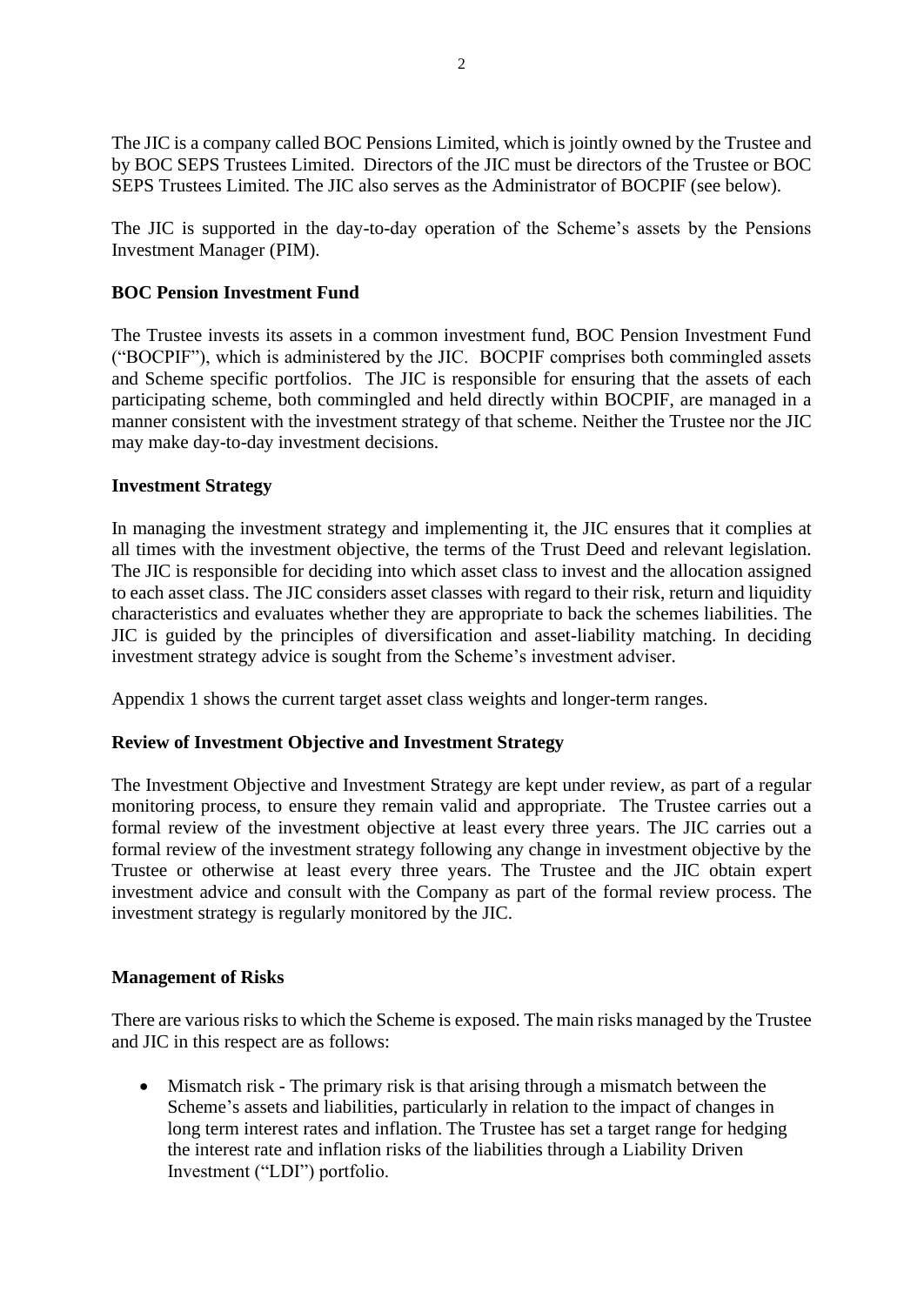The JIC is a company called BOC Pensions Limited, which is jointly owned by the Trustee and by BOC SEPS Trustees Limited. Directors of the JIC must be directors of the Trustee or BOC SEPS Trustees Limited. The JIC also serves as the Administrator of BOCPIF (see below).

The JIC is supported in the day-to-day operation of the Scheme's assets by the Pensions Investment Manager (PIM).

**BOC Pension Investment Fund**

The Trustee invests its assets in a common investment fund, BOC Pension Investment Fund ("BOCPIF"), which is administered by the JIC. BOCPIF comprises both commingled assets and Scheme specific portfolios. The JIC is responsible for ensuring that the assets of each participating scheme, both commingled and held directly within BOCPIF, are managed in a manner consistent with the investment strategy of that scheme. Neither the Trustee nor the JIC may make day-to-day investment decisions.

**Investment Strategy**

In managing the investment strategy and implementing it, the JIC ensures that it complies at all times with the investment objective, the terms of the Trust Deed and relevant legislation. The JIC is responsible for deciding into which asset class to invest and the allocation assigned to each asset class. The JIC considers asset classes with regard to their risk, return and liquidity characteristics and evaluates whether they are appropriate to back the schemes liabilities. The JIC is guided by the principles of diversification and asset-liability matching. In deciding investment strategy advice is sought from the Scheme's investment adviser.

Appendix 1 shows the current target asset class weights and longer-term ranges.

**Review of Investment Objective and Investment Strategy**

The Investment Objective and Investment Strategy are kept under review, as part of a regular monitoring process, to ensure they remain valid and appropriate. The Trustee carries out a formal review of the investment objective at least every three years. The JIC carries out a formal review of the investment strategy following any change in investment objective by the Trustee or otherwise at least every three years. The Trustee and the JIC obtain expert investment advice and consult with the Company as part of the formal review process. The investment strategy is regularly monitored by the JIC.

**Management of Risks**

There are various risks to which the Scheme is exposed. The main risks managed by the Trustee and JIC in this respect are as follows:

- Mismatch risk - The primary risk is that arising through a mismatch between the Scheme's assets and liabilities, particularly in relation to the impact of changes in long term interest rates and inflation. The Trustee has set a target range for hedging the interest rate and inflation risks of the liabilities through a Liability Driven Investment ("LDI") portfolio.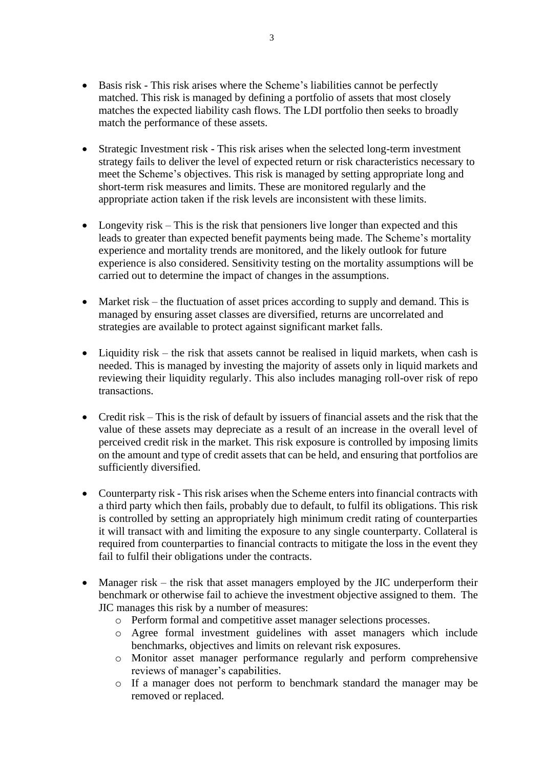- Basis risk - This risk arises where the Scheme's liabilities cannot be perfectly matched. This risk is managed by defining a portfolio of assets that most closely matches the expected liability cash flows. The LDI portfolio then seeks to broadly match the performance of these assets.

- Strategic Investment risk - This risk arises when the selected long-term investment strategy fails to deliver the level of expected return or risk characteristics necessary to meet the Scheme's objectives. This risk is managed by setting appropriate long and short-term risk measures and limits. These are monitored regularly and the appropriate action taken if the risk levels are inconsistent with these limits.

- Longevity risk – This is the risk that pensioners live longer than expected and this leads to greater than expected benefit payments being made. The Scheme's mortality experience and mortality trends are monitored, and the likely outlook for future experience is also considered. Sensitivity testing on the mortality assumptions will be carried out to determine the impact of changes in the assumptions.

- Market risk – the fluctuation of asset prices according to supply and demand. This is managed by ensuring asset classes are diversified, returns are uncorrelated and strategies are available to protect against significant market falls.

- Liquidity risk – the risk that assets cannot be realised in liquid markets, when cash is needed. This is managed by investing the majority of assets only in liquid markets and reviewing their liquidity regularly. This also includes managing roll-over risk of repo transactions.

- Credit risk – This is the risk of default by issuers of financial assets and the risk that the value of these assets may depreciate as a result of an increase in the overall level of perceived credit risk in the market. This risk exposure is controlled by imposing limits on the amount and type of credit assets that can be held, and ensuring that portfolios are sufficiently diversified.

- Counterparty risk - This risk arises when the Scheme enters into financial contracts with a third party which then fails, probably due to default, to fulfil its obligations. This risk is controlled by setting an appropriately high minimum credit rating of counterparties it will transact with and limiting the exposure to any single counterparty. Collateral is required from counterparties to financial contracts to mitigate the loss in the event they fail to fulfil their obligations under the contracts.

- Manager risk – the risk that asset managers employed by the JIC underperform their benchmark or otherwise fail to achieve the investment objective assigned to them. The JIC manages this risk by a number of measures:
  - Perform formal and competitive asset manager selections processes.
  - Agree formal investment guidelines with asset managers which include benchmarks, objectives and limits on relevant risk exposures.
  - Monitor asset manager performance regularly and perform comprehensive reviews of manager's capabilities.
  - If a manager does not perform to benchmark standard the manager may be removed or replaced.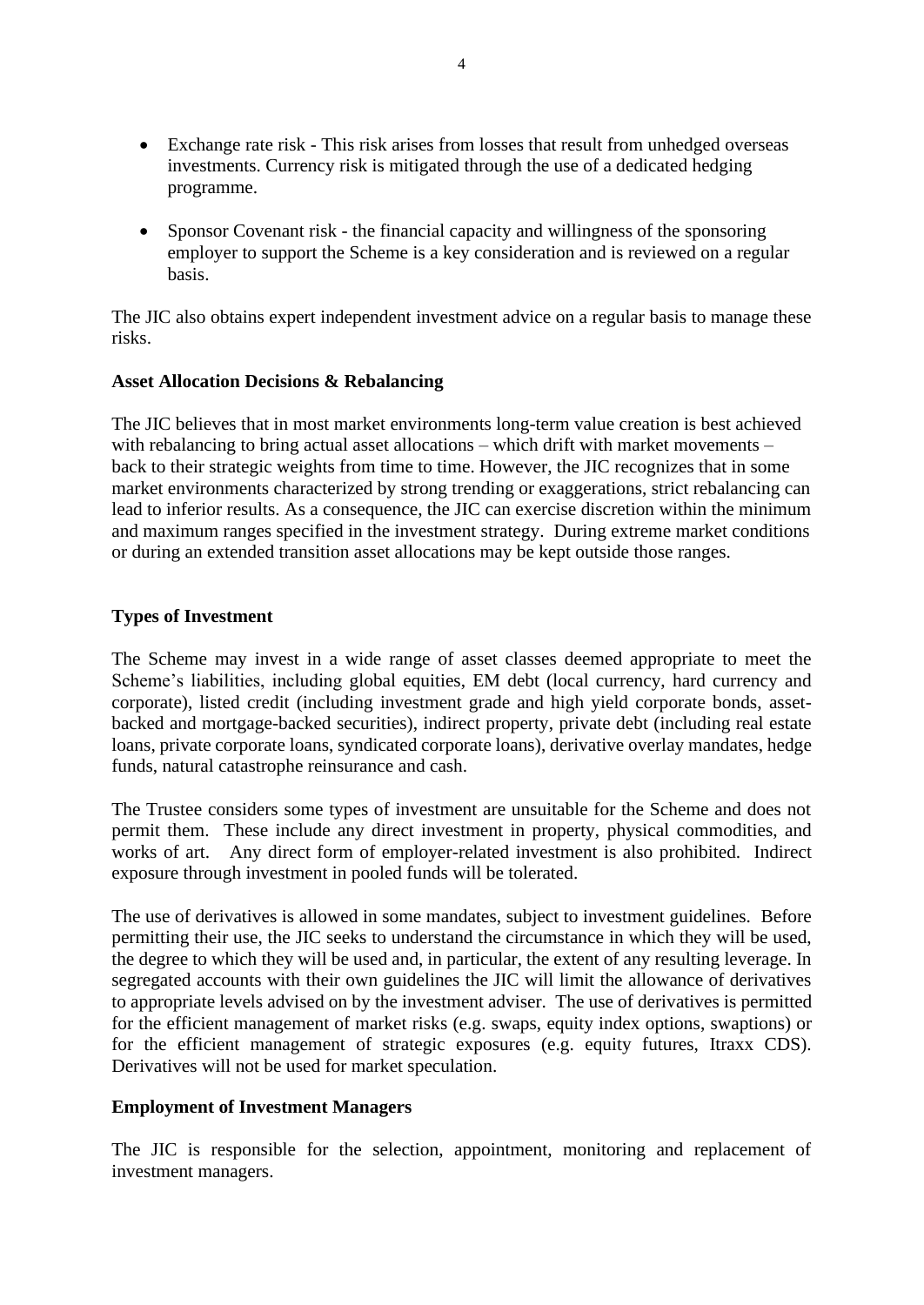- Exchange rate risk - This risk arises from losses that result from unhedged overseas investments. Currency risk is mitigated through the use of a dedicated hedging programme.

- Sponsor Covenant risk - the financial capacity and willingness of the sponsoring employer to support the Scheme is a key consideration and is reviewed on a regular basis.

The JIC also obtains expert independent investment advice on a regular basis to manage these risks.

**Asset Allocation Decisions & Rebalancing**

The JIC believes that in most market environments long-term value creation is best achieved with rebalancing to bring actual asset allocations – which drift with market movements – back to their strategic weights from time to time. However, the JIC recognizes that in some market environments characterized by strong trending or exaggerations, strict rebalancing can lead to inferior results. As a consequence, the JIC can exercise discretion within the minimum and maximum ranges specified in the investment strategy. During extreme market conditions or during an extended transition asset allocations may be kept outside those ranges.

**Types of Investment**

The Scheme may invest in a wide range of asset classes deemed appropriate to meet the Scheme's liabilities, including global equities, EM debt (local currency, hard currency and corporate), listed credit (including investment grade and high yield corporate bonds, asset-backed and mortgage-backed securities), indirect property, private debt (including real estate loans, private corporate loans, syndicated corporate loans), derivative overlay mandates, hedge funds, natural catastrophe reinsurance and cash.

The Trustee considers some types of investment are unsuitable for the Scheme and does not permit them. These include any direct investment in property, physical commodities, and works of art. Any direct form of employer-related investment is also prohibited. Indirect exposure through investment in pooled funds will be tolerated.

The use of derivatives is allowed in some mandates, subject to investment guidelines. Before permitting their use, the JIC seeks to understand the circumstance in which they will be used, the degree to which they will be used and, in particular, the extent of any resulting leverage. In segregated accounts with their own guidelines the JIC will limit the allowance of derivatives to appropriate levels advised on by the investment adviser. The use of derivatives is permitted for the efficient management of market risks (e.g. swaps, equity index options, swaptions) or for the efficient management of strategic exposures (e.g. equity futures, Itraxx CDS). Derivatives will not be used for market speculation.

**Employment of Investment Managers**

The JIC is responsible for the selection, appointment, monitoring and replacement of investment managers.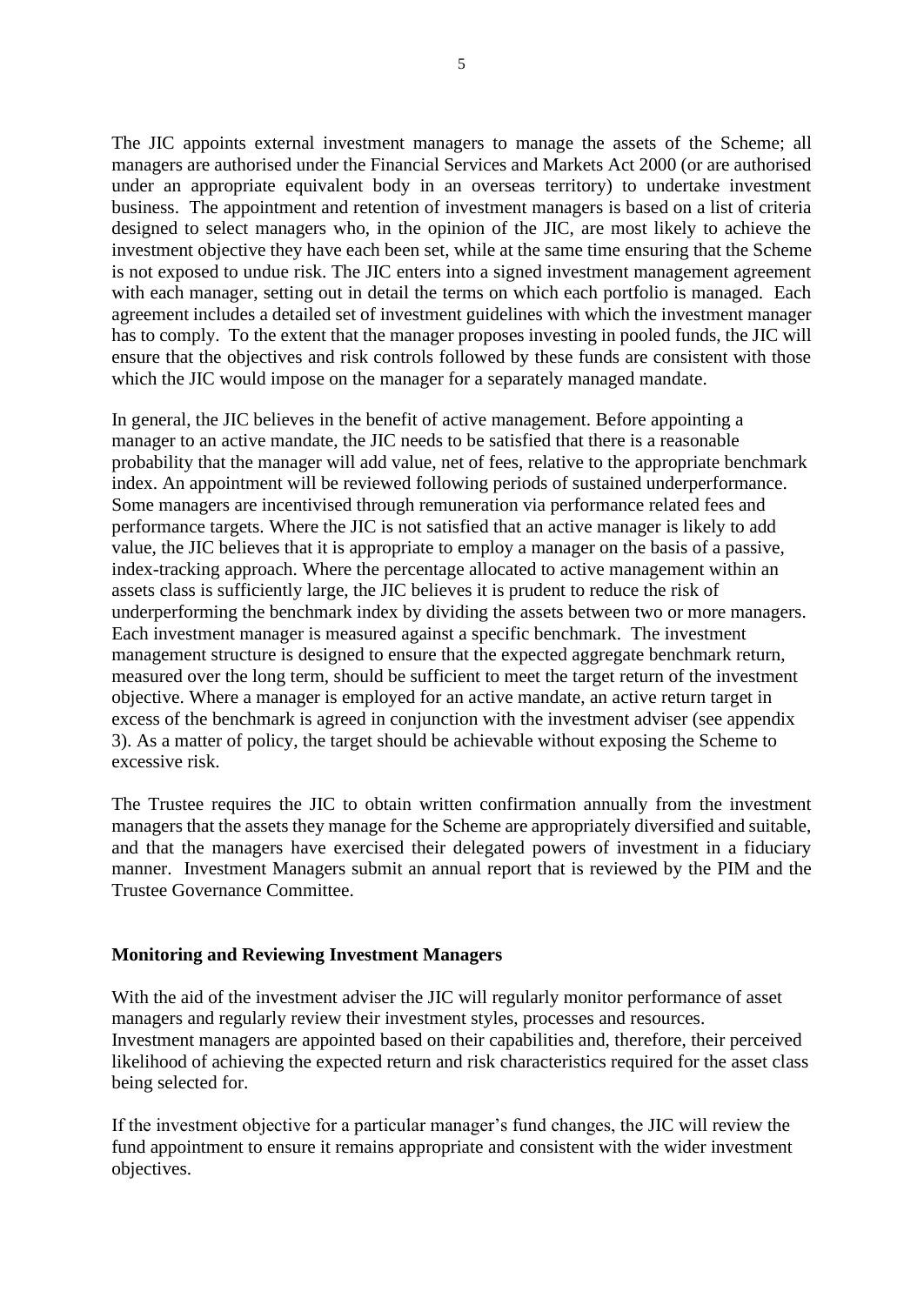The JIC appoints external investment managers to manage the assets of the Scheme; all managers are authorised under the Financial Services and Markets Act 2000 (or are authorised under an appropriate equivalent body in an overseas territory) to undertake investment business. The appointment and retention of investment managers is based on a list of criteria designed to select managers who, in the opinion of the JIC, are most likely to achieve the investment objective they have each been set, while at the same time ensuring that the Scheme is not exposed to undue risk. The JIC enters into a signed investment management agreement with each manager, setting out in detail the terms on which each portfolio is managed. Each agreement includes a detailed set of investment guidelines with which the investment manager has to comply. To the extent that the manager proposes investing in pooled funds, the JIC will ensure that the objectives and risk controls followed by these funds are consistent with those which the JIC would impose on the manager for a separately managed mandate.

In general, the JIC believes in the benefit of active management. Before appointing a manager to an active mandate, the JIC needs to be satisfied that there is a reasonable probability that the manager will add value, net of fees, relative to the appropriate benchmark index. An appointment will be reviewed following periods of sustained underperformance. Some managers are incentivised through remuneration via performance related fees and performance targets. Where the JIC is not satisfied that an active manager is likely to add value, the JIC believes that it is appropriate to employ a manager on the basis of a passive, index-tracking approach. Where the percentage allocated to active management within an assets class is sufficiently large, the JIC believes it is prudent to reduce the risk of underperforming the benchmark index by dividing the assets between two or more managers. Each investment manager is measured against a specific benchmark. The investment management structure is designed to ensure that the expected aggregate benchmark return, measured over the long term, should be sufficient to meet the target return of the investment objective. Where a manager is employed for an active mandate, an active return target in excess of the benchmark is agreed in conjunction with the investment adviser (see appendix 3). As a matter of policy, the target should be achievable without exposing the Scheme to excessive risk.

The Trustee requires the JIC to obtain written confirmation annually from the investment managers that the assets they manage for the Scheme are appropriately diversified and suitable, and that the managers have exercised their delegated powers of investment in a fiduciary manner. Investment Managers submit an annual report that is reviewed by the PIM and the Trustee Governance Committee.

**Monitoring and Reviewing Investment Managers**

With the aid of the investment adviser the JIC will regularly monitor performance of asset managers and regularly review their investment styles, processes and resources.
Investment managers are appointed based on their capabilities and, therefore, their perceived likelihood of achieving the expected return and risk characteristics required for the asset class being selected for.

If the investment objective for a particular manager's fund changes, the JIC will review the fund appointment to ensure it remains appropriate and consistent with the wider investment objectives.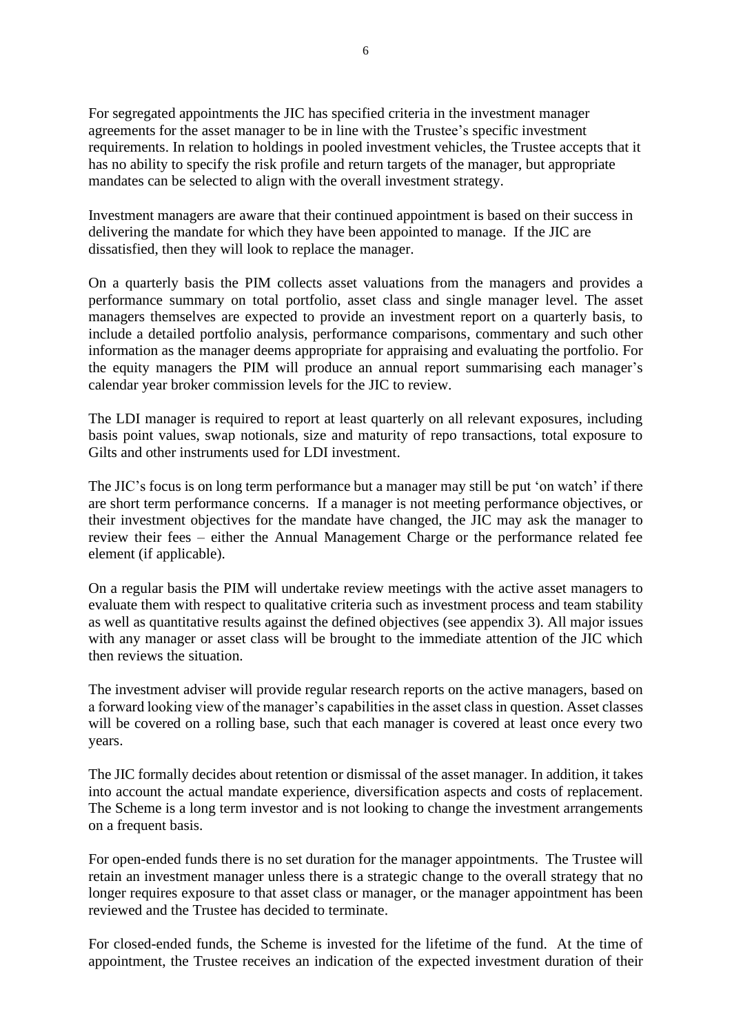For segregated appointments the JIC has specified criteria in the investment manager agreements for the asset manager to be in line with the Trustee's specific investment requirements. In relation to holdings in pooled investment vehicles, the Trustee accepts that it has no ability to specify the risk profile and return targets of the manager, but appropriate mandates can be selected to align with the overall investment strategy.

Investment managers are aware that their continued appointment is based on their success in delivering the mandate for which they have been appointed to manage. If the JIC are dissatisfied, then they will look to replace the manager.

On a quarterly basis the PIM collects asset valuations from the managers and provides a performance summary on total portfolio, asset class and single manager level. The asset managers themselves are expected to provide an investment report on a quarterly basis, to include a detailed portfolio analysis, performance comparisons, commentary and such other information as the manager deems appropriate for appraising and evaluating the portfolio. For the equity managers the PIM will produce an annual report summarising each manager's calendar year broker commission levels for the JIC to review.

The LDI manager is required to report at least quarterly on all relevant exposures, including basis point values, swap notionals, size and maturity of repo transactions, total exposure to Gilts and other instruments used for LDI investment.

The JIC's focus is on long term performance but a manager may still be put 'on watch' if there are short term performance concerns. If a manager is not meeting performance objectives, or their investment objectives for the mandate have changed, the JIC may ask the manager to review their fees – either the Annual Management Charge or the performance related fee element (if applicable).

On a regular basis the PIM will undertake review meetings with the active asset managers to evaluate them with respect to qualitative criteria such as investment process and team stability as well as quantitative results against the defined objectives (see appendix 3). All major issues with any manager or asset class will be brought to the immediate attention of the JIC which then reviews the situation.

The investment adviser will provide regular research reports on the active managers, based on a forward looking view of the manager's capabilities in the asset class in question. Asset classes will be covered on a rolling base, such that each manager is covered at least once every two years.

The JIC formally decides about retention or dismissal of the asset manager. In addition, it takes into account the actual mandate experience, diversification aspects and costs of replacement. The Scheme is a long term investor and is not looking to change the investment arrangements on a frequent basis.

For open-ended funds there is no set duration for the manager appointments. The Trustee will retain an investment manager unless there is a strategic change to the overall strategy that no longer requires exposure to that asset class or manager, or the manager appointment has been reviewed and the Trustee has decided to terminate.

For closed-ended funds, the Scheme is invested for the lifetime of the fund. At the time of appointment, the Trustee receives an indication of the expected investment duration of their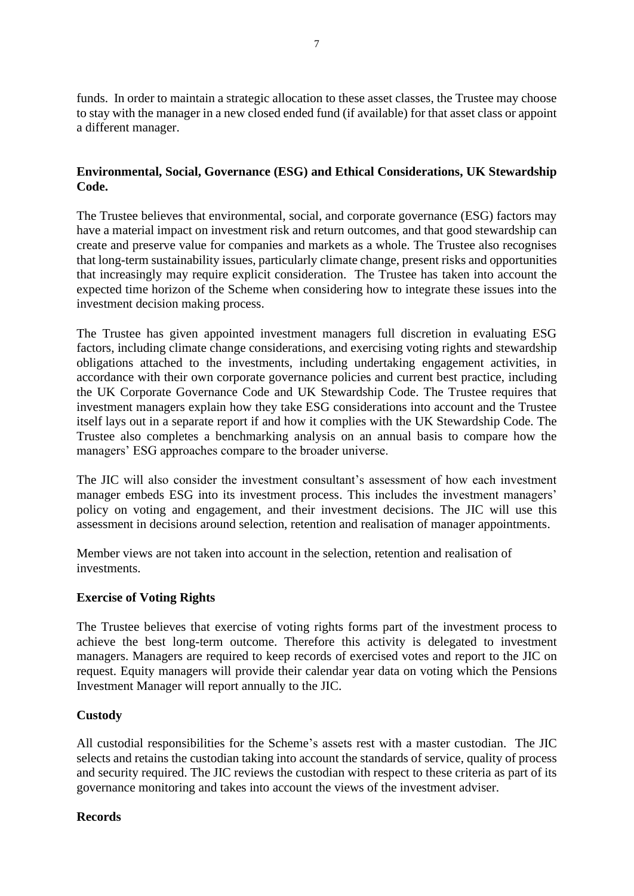funds. In order to maintain a strategic allocation to these asset classes, the Trustee may choose to stay with the manager in a new closed ended fund (if available) for that asset class or appoint a different manager.

**Environmental, Social, Governance (ESG) and Ethical Considerations, UK Stewardship Code.**

The Trustee believes that environmental, social, and corporate governance (ESG) factors may have a material impact on investment risk and return outcomes, and that good stewardship can create and preserve value for companies and markets as a whole. The Trustee also recognises that long-term sustainability issues, particularly climate change, present risks and opportunities that increasingly may require explicit consideration. The Trustee has taken into account the expected time horizon of the Scheme when considering how to integrate these issues into the investment decision making process.

The Trustee has given appointed investment managers full discretion in evaluating ESG factors, including climate change considerations, and exercising voting rights and stewardship obligations attached to the investments, including undertaking engagement activities, in accordance with their own corporate governance policies and current best practice, including the UK Corporate Governance Code and UK Stewardship Code. The Trustee requires that investment managers explain how they take ESG considerations into account and the Trustee itself lays out in a separate report if and how it complies with the UK Stewardship Code. The Trustee also completes a benchmarking analysis on an annual basis to compare how the managers' ESG approaches compare to the broader universe.

The JIC will also consider the investment consultant's assessment of how each investment manager embeds ESG into its investment process. This includes the investment managers' policy on voting and engagement, and their investment decisions. The JIC will use this assessment in decisions around selection, retention and realisation of manager appointments.

Member views are not taken into account in the selection, retention and realisation of investments.

**Exercise of Voting Rights**

The Trustee believes that exercise of voting rights forms part of the investment process to achieve the best long-term outcome. Therefore this activity is delegated to investment managers. Managers are required to keep records of exercised votes and report to the JIC on request. Equity managers will provide their calendar year data on voting which the Pensions Investment Manager will report annually to the JIC.

**Custody**

All custodial responsibilities for the Scheme's assets rest with a master custodian. The JIC selects and retains the custodian taking into account the standards of service, quality of process and security required. The JIC reviews the custodian with respect to these criteria as part of its governance monitoring and takes into account the views of the investment adviser.

**Records**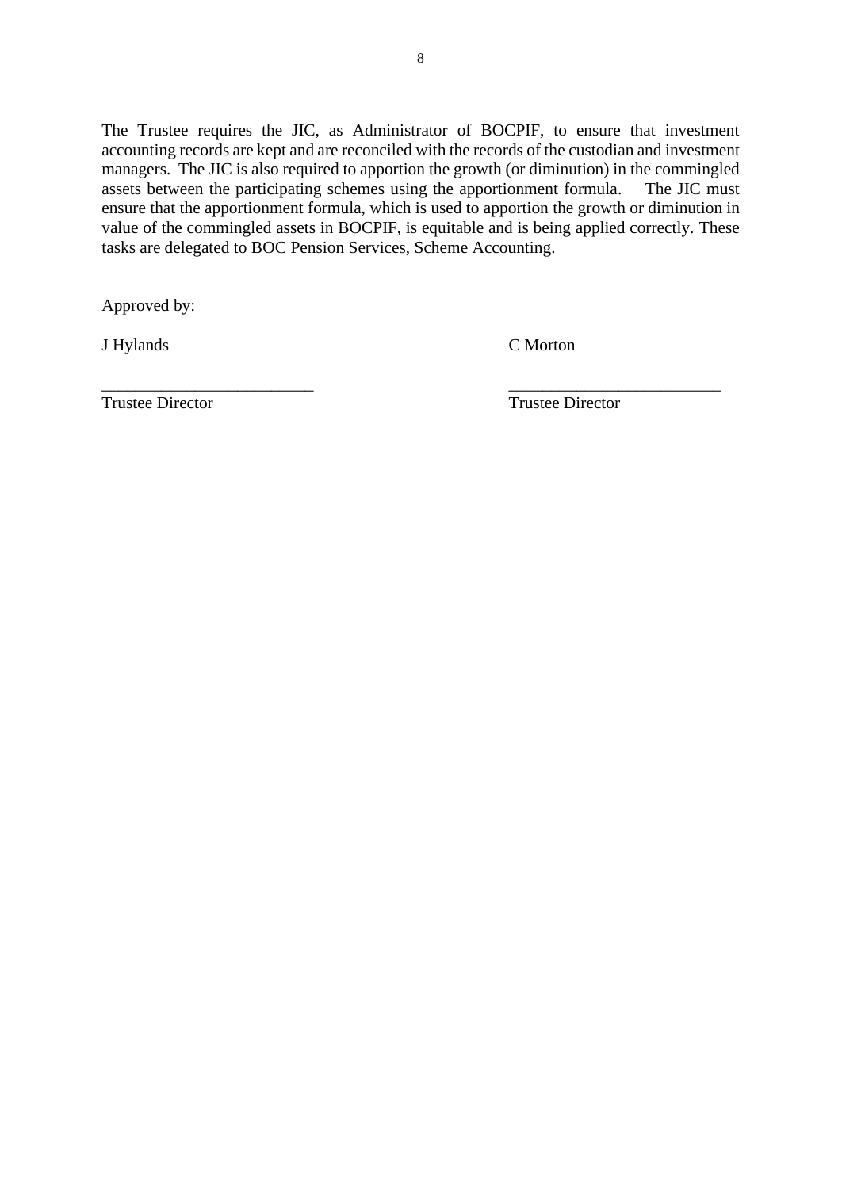The Trustee requires the JIC, as Administrator of BOCPIF, to ensure that investment accounting records are kept and are reconciled with the records of the custodian and investment managers. The JIC is also required to apportion the growth (or diminution) in the commingled assets between the participating schemes using the apportionment formula. The JIC must ensure that the apportionment formula, which is used to apportion the growth or diminution in value of the commingled assets in BOCPIF, is equitable and is being applied correctly. These tasks are delegated to BOC Pension Services, Scheme Accounting.

Approved by:

| J Hylands | C Morton |
|---|---|
| \_\_\_\_\_\_\_\_\_\_\_\_\_\_\_\_\_\_\_\_\_\_\_\_\_ | \_\_\_\_\_\_\_\_\_\_\_\_\_\_\_\_\_\_\_\_\_\_\_\_\_ |
| Trustee Director | Trustee Director |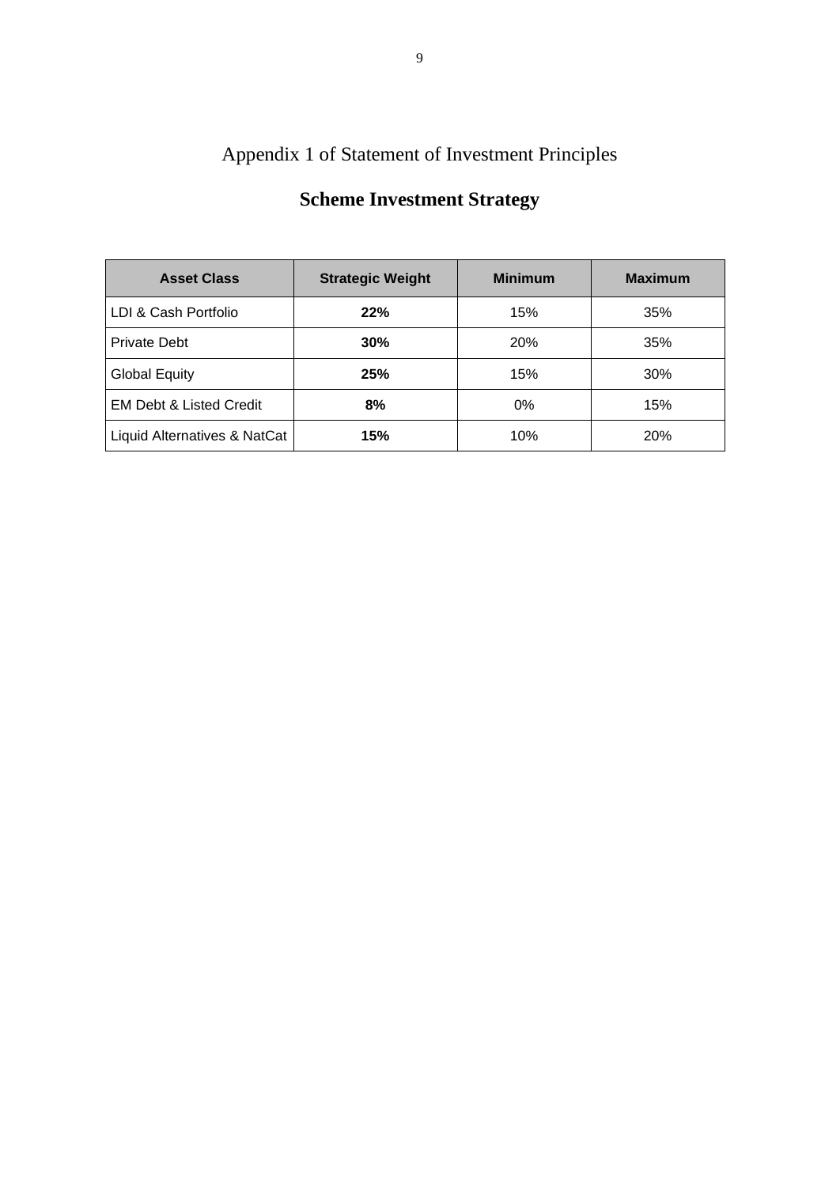Appendix 1 of Statement of Investment Principles

## Scheme Investment Strategy

| Asset Class | Strategic Weight | Minimum | Maximum |
|---|---|---|---|
| LDI & Cash Portfolio | **22%** | 15% | 35% |
| Private Debt | **30%** | 20% | 35% |
| Global Equity | **25%** | 15% | 30% |
| EM Debt & Listed Credit | **8%** | 0% | 15% |
| Liquid Alternatives & NatCat | **15%** | 10% | 20% |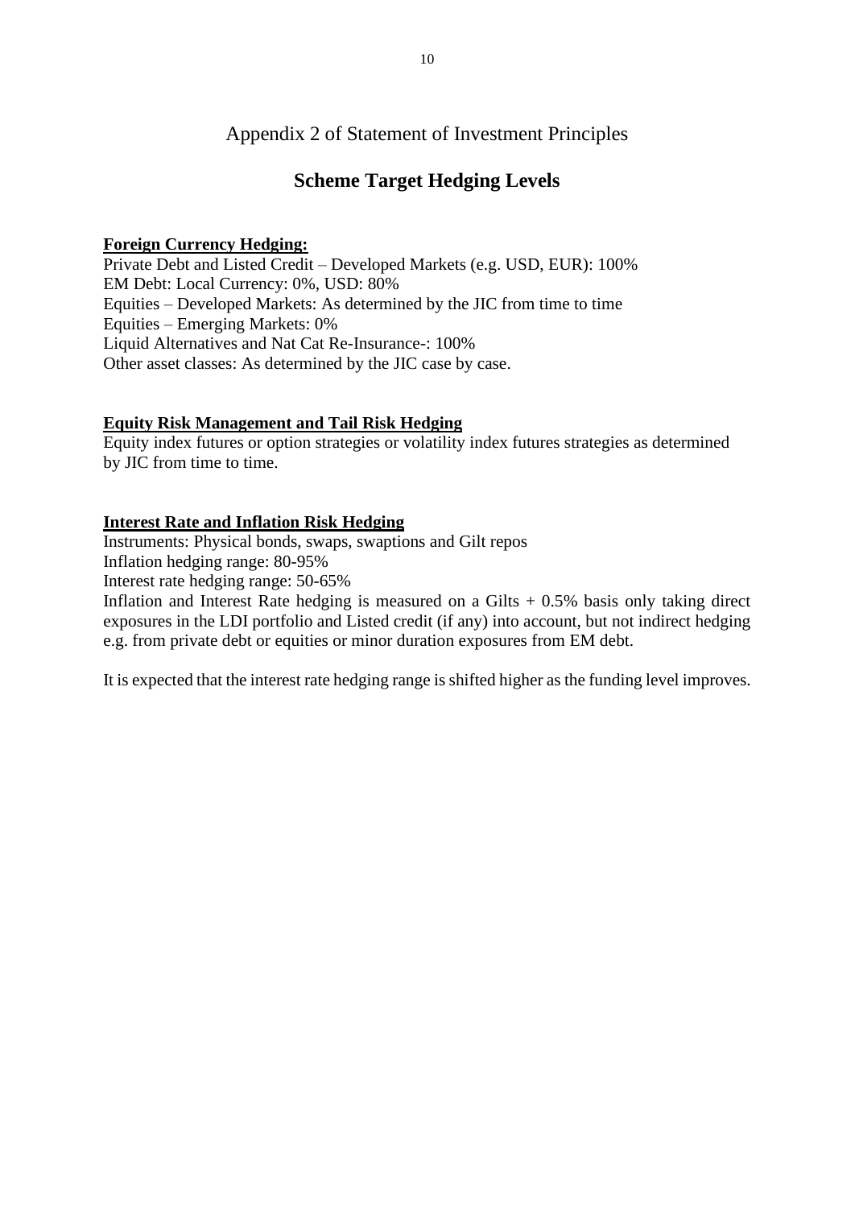Appendix 2 of Statement of Investment Principles

## Scheme Target Hedging Levels

**Foreign Currency Hedging:**

Private Debt and Listed Credit – Developed Markets (e.g. USD, EUR): 100%
EM Debt: Local Currency: 0%, USD: 80%
Equities – Developed Markets: As determined by the JIC from time to time
Equities – Emerging Markets: 0%
Liquid Alternatives and Nat Cat Re-Insurance-: 100%
Other asset classes: As determined by the JIC case by case.

**Equity Risk Management and Tail Risk Hedging**

Equity index futures or option strategies or volatility index futures strategies as determined by JIC from time to time.

**Interest Rate and Inflation Risk Hedging**

Instruments: Physical bonds, swaps, swaptions and Gilt repos
Inflation hedging range: 80-95%
Interest rate hedging range: 50-65%
Inflation and Interest Rate hedging is measured on a Gilts + 0.5% basis only taking direct exposures in the LDI portfolio and Listed credit (if any) into account, but not indirect hedging e.g. from private debt or equities or minor duration exposures from EM debt.

It is expected that the interest rate hedging range is shifted higher as the funding level improves.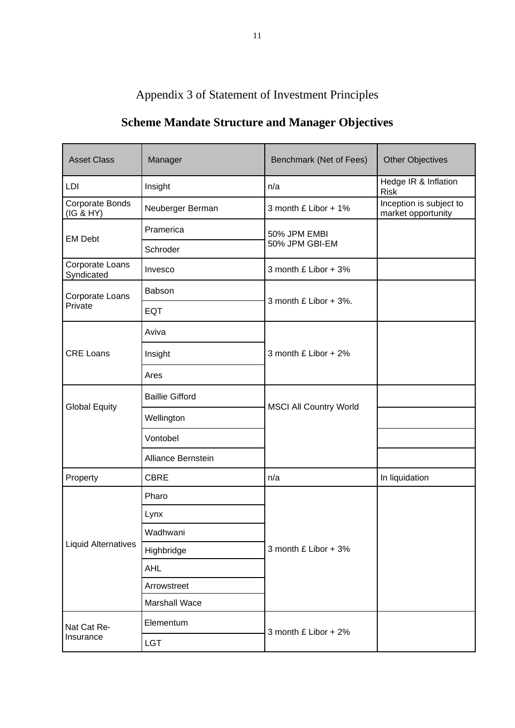Appendix 3 of Statement of Investment Principles

## Scheme Mandate Structure and Manager Objectives

| Asset Class | Manager | Benchmark (Net of Fees) | Other Objectives |
|---|---|---|---|
| LDI | Insight | n/a | Hedge IR & Inflation Risk |
| Corporate Bonds (IG & HY) | Neuberger Berman | 3 month £ Libor + 1% | Inception is subject to market opportunity |
| EM Debt | Pramerica | 50% JPM EMBI<br>50% JPM GBI-EM | |
| | Schroder | | |
| Corporate Loans Syndicated | Invesco | 3 month £ Libor + 3% | |
| Corporate Loans Private | Babson | 3 month £ Libor + 3%. | |
| | EQT | | |
| CRE Loans | Aviva | 3 month £ Libor + 2% | |
| | Insight | | |
| | Ares | | |
| Global Equity | Baillie Gifford | MSCI All Country World | |
| | Wellington | | |
| | Vontobel | | |
| | Alliance Bernstein | | |
| Property | CBRE | n/a | In liquidation |
| Liquid Alternatives | Pharo | 3 month £ Libor + 3% | |
| | Lynx | | |
| | Wadhwani | | |
| | Highbridge | | |
| | AHL | | |
| | Arrowstreet | | |
| | Marshall Wace | | |
| Nat Cat Re-Insurance | Elementum | 3 month £ Libor + 2% | |
| | LGT | | |